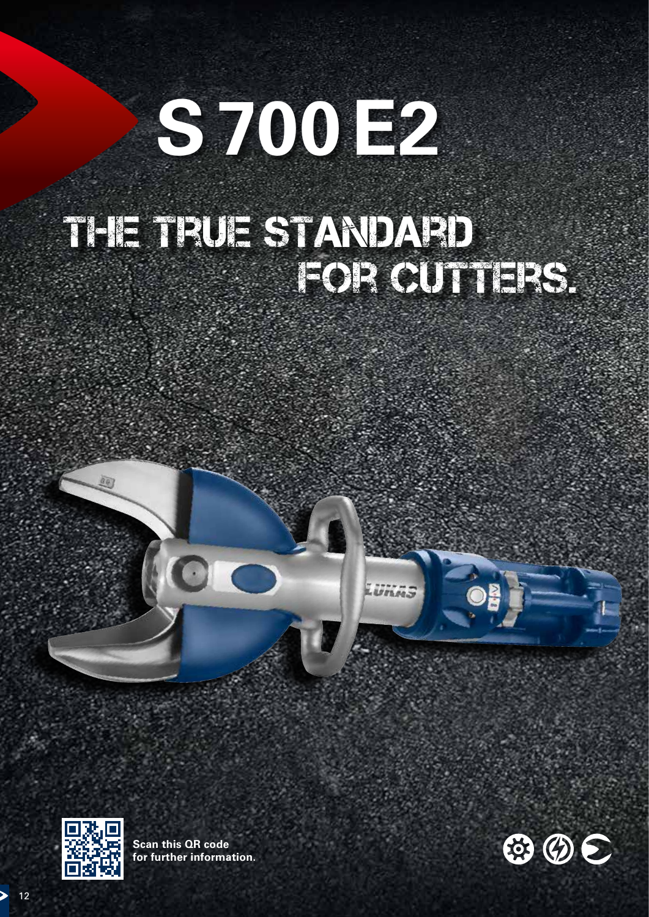# S 700 E2

## THE TRUE STANDARD FOR CUTTERS.

**Scan this QR code for further information.**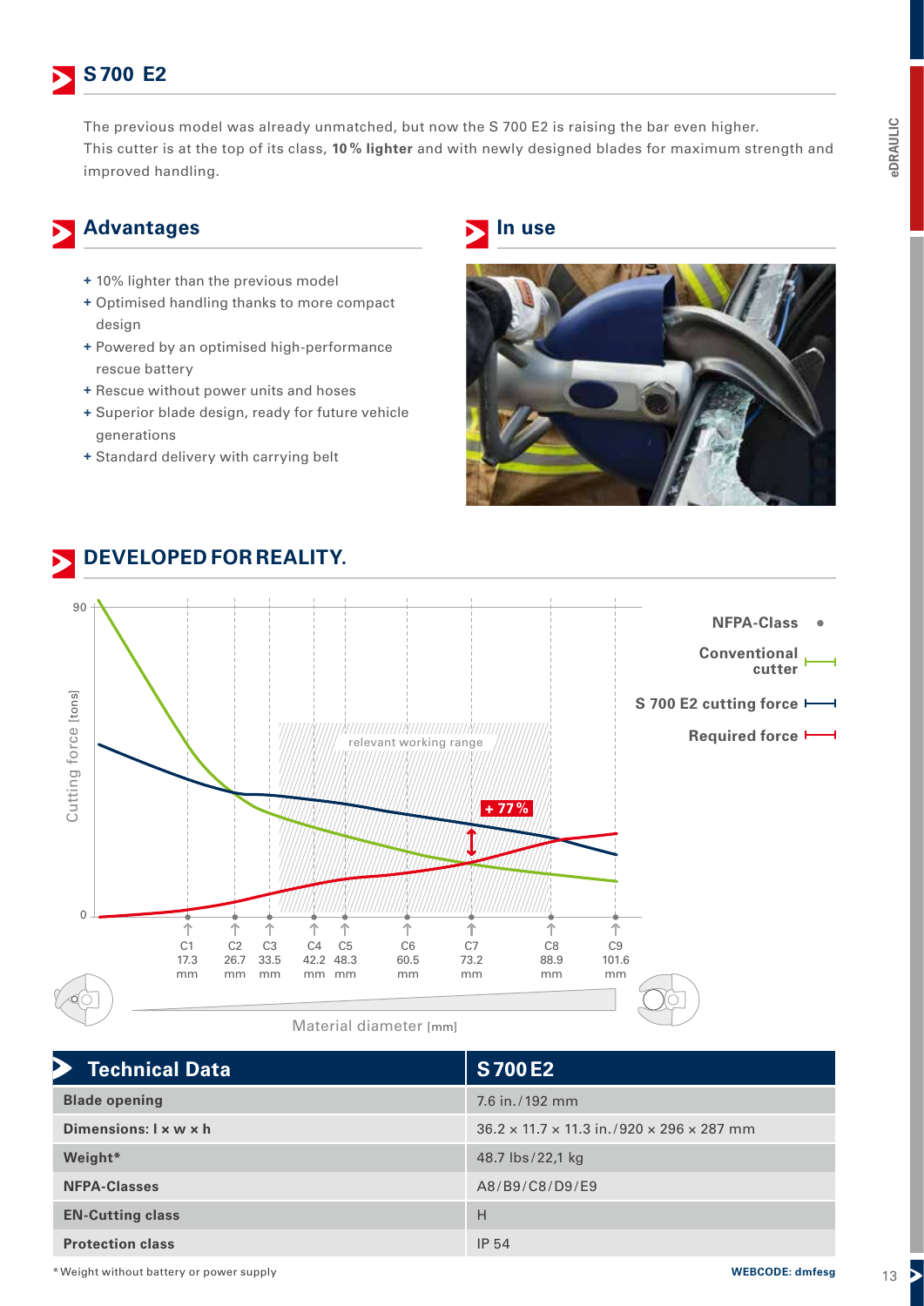# S 700 E2

The previous model was already unmatched, but now the S 700 E2 is raising the bar even higher. This cutter is at the top of its class, **10 % lighter** and with newly designed blades for maximum strength and improved handling.

## Advantages

- + 10% lighter than the previous model
- + Optimised handling thanks to more compact design
- + Powered by an optimised high-performance rescue battery
- + Rescue without power units and hoses
- + Superior blade design, ready for future vehicle generations
- + Standard delivery with carrying belt

## In use

## DEVELOPED FOR REALITY.

Cutting force [tons]

90

0

relevant working range

+ 77 %

NFPA-Class

Conventional cutter

S 700 E2 cutting force

Required force

C1 17.3 mm

C2 26.7 mm

C3 33.5 mm

C4 42.2 mm

C5 48.3 mm

C6 60.5 mm

C7 73.2 mm

C8 88.9 mm

C9 101.6 mm

Material diameter [mm]

| Technical Data | S 700 E2 |
|---|---|
| **Blade opening** | 7.6 in./192 mm |
| **Dimensions: l × w × h** | 36.2 × 11.7 × 11.3 in./920 × 296 × 287 mm |
| **Weight*** | 48.7 lbs/22,1 kg |
| **NFPA-Classes** | A8/B9/C8/D9/E9 |
| **EN-Cutting class** | H |
| **Protection class** | IP 54 |

*Weight without battery or power supply

**WEBCODE: dmfesg**